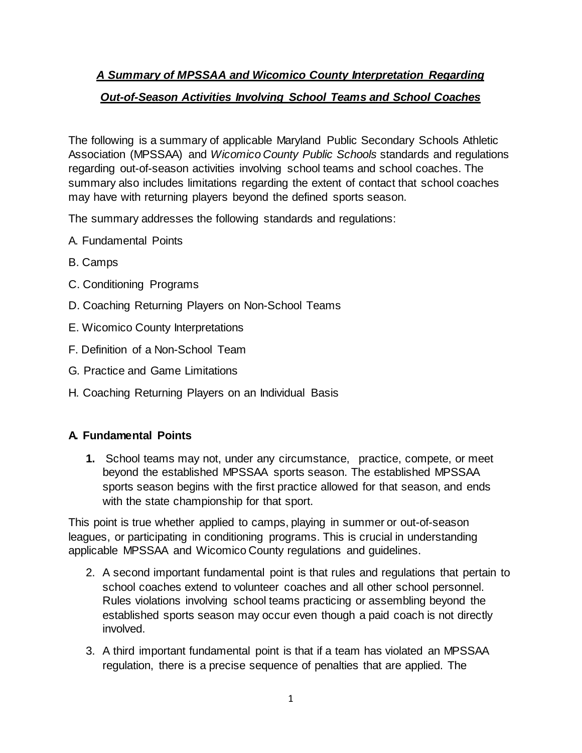# ***A Summary of MPSSAA and Wicomico County Interpretation Regarding Out-of-Season Activities Involving School Teams and School Coaches***

The following is a summary of applicable Maryland Public Secondary Schools Athletic Association (MPSSAA) and *Wicomico County Public Schools* standards and regulations regarding out-of-season activities involving school teams and school coaches. The summary also includes limitations regarding the extent of contact that school coaches may have with returning players beyond the defined sports season.

The summary addresses the following standards and regulations:

A. Fundamental Points

B. Camps

C. Conditioning Programs

D. Coaching Returning Players on Non-School Teams

E. Wicomico County Interpretations

F. Definition of a Non-School Team

G. Practice and Game Limitations

H. Coaching Returning Players on an Individual Basis

## A. Fundamental Points

**1.** School teams may not, under any circumstance, practice, compete, or meet beyond the established MPSSAA sports season. The established MPSSAA sports season begins with the first practice allowed for that season, and ends with the state championship for that sport.

This point is true whether applied to camps, playing in summer or out-of-season leagues, or participating in conditioning programs. This is crucial in understanding applicable MPSSAA and Wicomico County regulations and guidelines.

2. A second important fundamental point is that rules and regulations that pertain to school coaches extend to volunteer coaches and all other school personnel. Rules violations involving school teams practicing or assembling beyond the established sports season may occur even though a paid coach is not directly involved.
3. A third important fundamental point is that if a team has violated an MPSSAA regulation, there is a precise sequence of penalties that are applied. The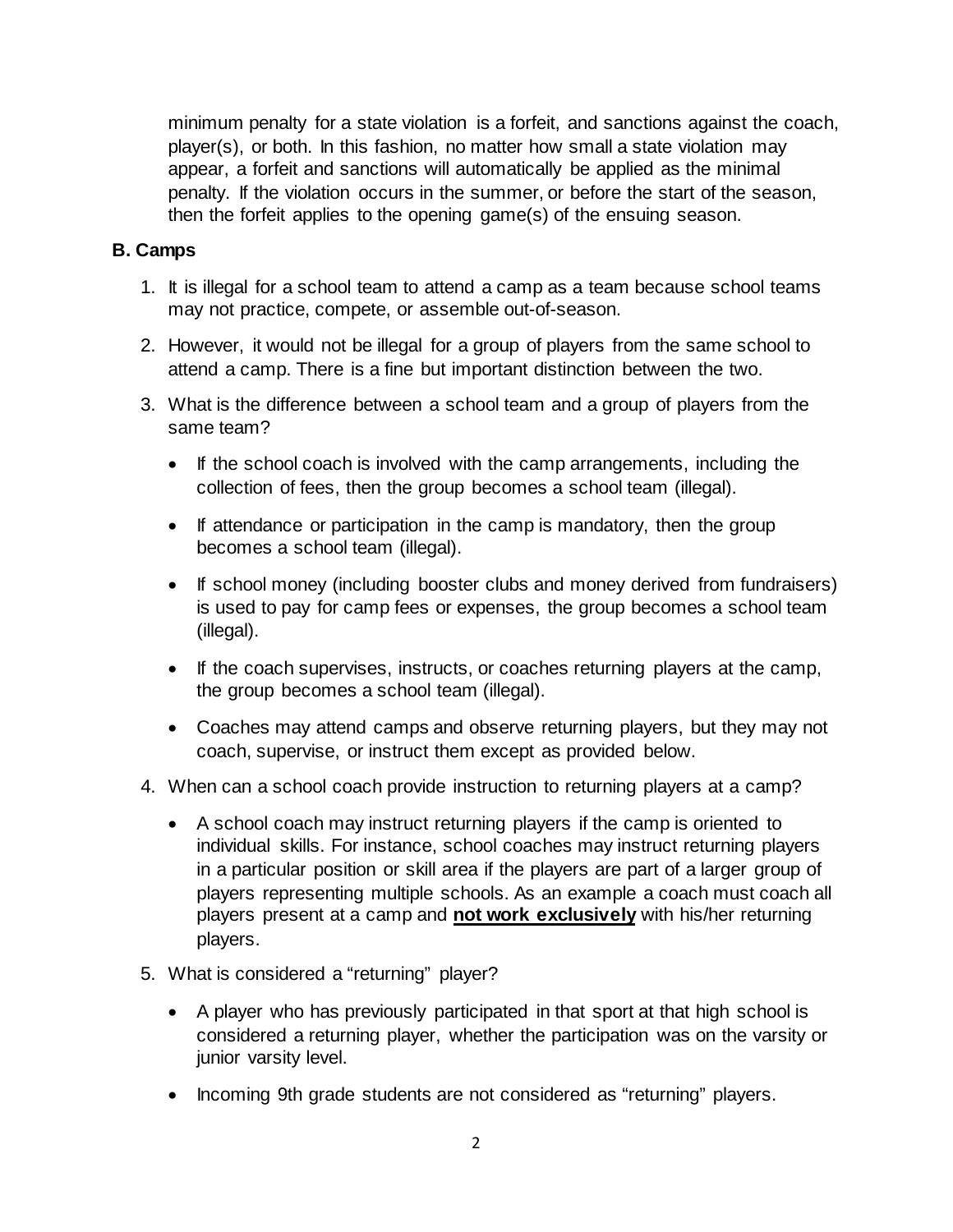minimum penalty for a state violation is a forfeit, and sanctions against the coach, player(s), or both. In this fashion, no matter how small a state violation may appear, a forfeit and sanctions will automatically be applied as the minimal penalty. If the violation occurs in the summer, or before the start of the season, then the forfeit applies to the opening game(s) of the ensuing season.

**B. Camps**

1. It is illegal for a school team to attend a camp as a team because school teams may not practice, compete, or assemble out-of-season.
2. However, it would not be illegal for a group of players from the same school to attend a camp. There is a fine but important distinction between the two.
3. What is the difference between a school team and a group of players from the same team?
   - If the school coach is involved with the camp arrangements, including the collection of fees, then the group becomes a school team (illegal).
   - If attendance or participation in the camp is mandatory, then the group becomes a school team (illegal).
   - If school money (including booster clubs and money derived from fundraisers) is used to pay for camp fees or expenses, the group becomes a school team (illegal).
   - If the coach supervises, instructs, or coaches returning players at the camp, the group becomes a school team (illegal).
   - Coaches may attend camps and observe returning players, but they may not coach, supervise, or instruct them except as provided below.
4. When can a school coach provide instruction to returning players at a camp?
   - A school coach may instruct returning players if the camp is oriented to individual skills. For instance, school coaches may instruct returning players in a particular position or skill area if the players are part of a larger group of players representing multiple schools. As an example a coach must coach all players present at a camp and **<u>not work exclusively</u>** with his/her returning players.
5. What is considered a "returning" player?
   - A player who has previously participated in that sport at that high school is considered a returning player, whether the participation was on the varsity or junior varsity level.
   - Incoming 9th grade students are not considered as "returning" players.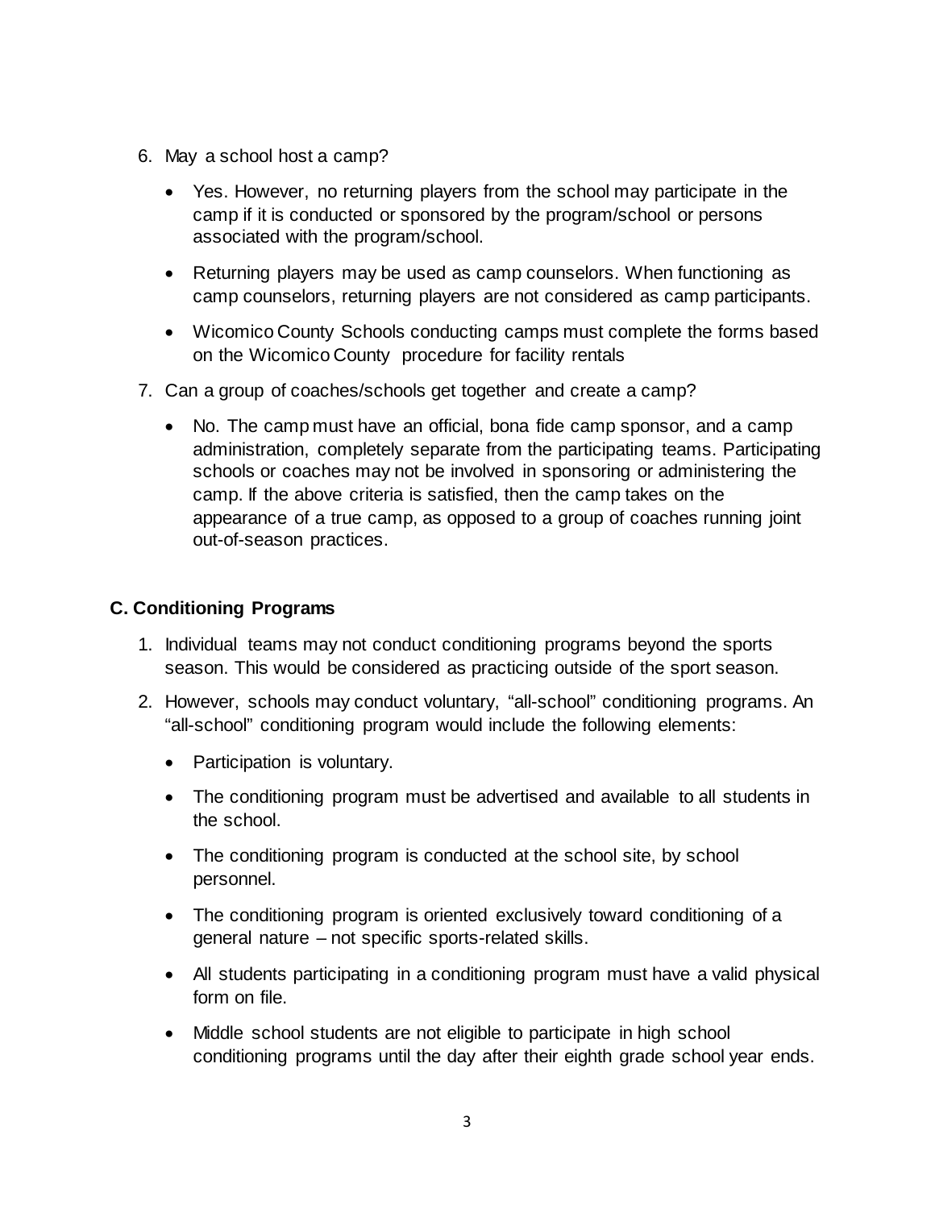6. May a school host a camp?

   - Yes. However, no returning players from the school may participate in the camp if it is conducted or sponsored by the program/school or persons associated with the program/school.
   - Returning players may be used as camp counselors. When functioning as camp counselors, returning players are not considered as camp participants.
   - Wicomico County Schools conducting camps must complete the forms based on the Wicomico County procedure for facility rentals

7. Can a group of coaches/schools get together and create a camp?

   - No. The camp must have an official, bona fide camp sponsor, and a camp administration, completely separate from the participating teams. Participating schools or coaches may not be involved in sponsoring or administering the camp. If the above criteria is satisfied, then the camp takes on the appearance of a true camp, as opposed to a group of coaches running joint out-of-season practices.

### C. Conditioning Programs

1. Individual teams may not conduct conditioning programs beyond the sports season. This would be considered as practicing outside of the sport season.
2. However, schools may conduct voluntary, "all-school" conditioning programs. An "all-school" conditioning program would include the following elements:

   - Participation is voluntary.
   - The conditioning program must be advertised and available to all students in the school.
   - The conditioning program is conducted at the school site, by school personnel.
   - The conditioning program is oriented exclusively toward conditioning of a general nature – not specific sports-related skills.
   - All students participating in a conditioning program must have a valid physical form on file.
   - Middle school students are not eligible to participate in high school conditioning programs until the day after their eighth grade school year ends.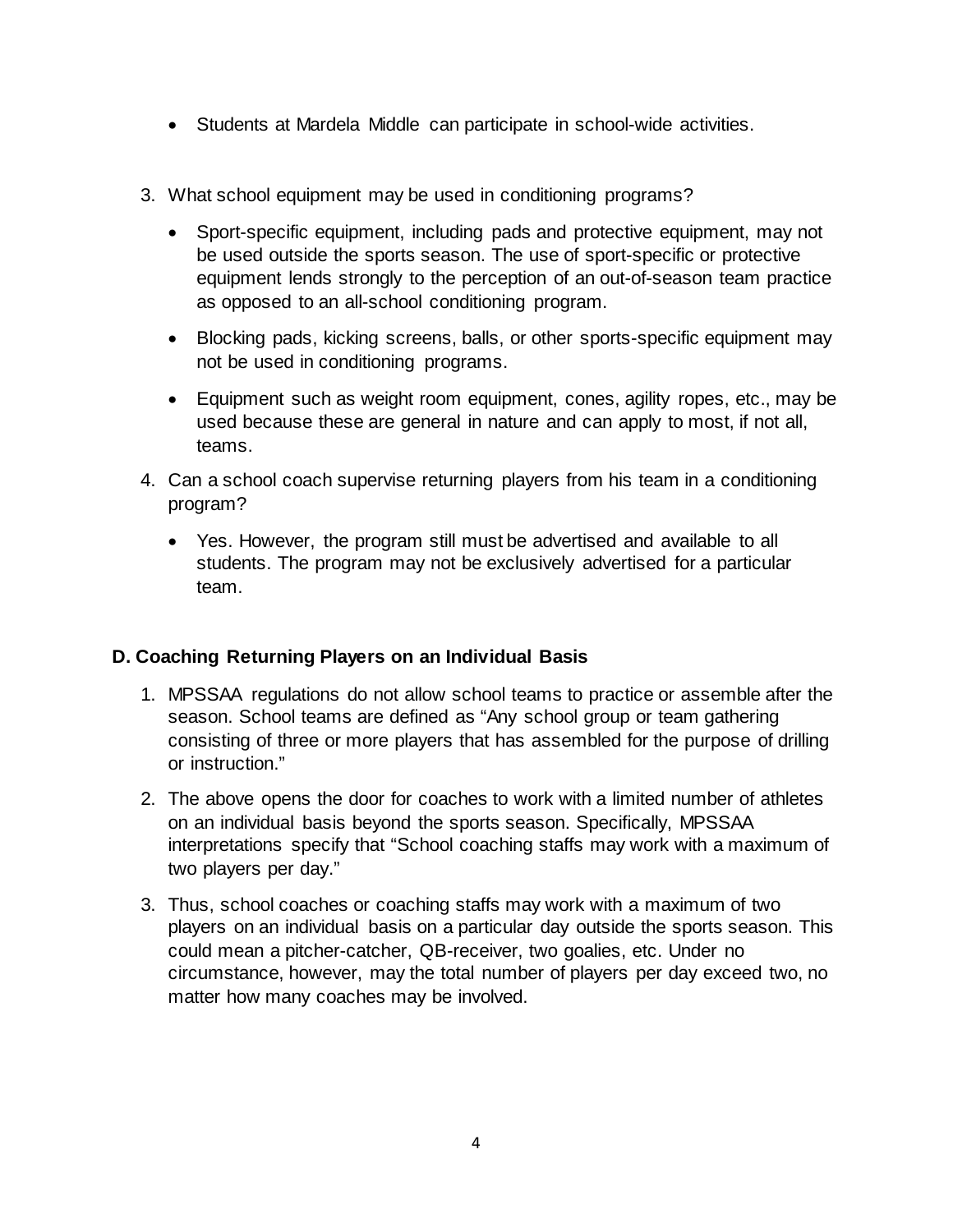- Students at Mardela Middle can participate in school-wide activities.

3. What school equipment may be used in conditioning programs?

   - Sport-specific equipment, including pads and protective equipment, may not be used outside the sports season. The use of sport-specific or protective equipment lends strongly to the perception of an out-of-season team practice as opposed to an all-school conditioning program.
   - Blocking pads, kicking screens, balls, or other sports-specific equipment may not be used in conditioning programs.
   - Equipment such as weight room equipment, cones, agility ropes, etc., may be used because these are general in nature and can apply to most, if not all, teams.

4. Can a school coach supervise returning players from his team in a conditioning program?

   - Yes. However, the program still must be advertised and available to all students. The program may not be exclusively advertised for a particular team.

### D. Coaching Returning Players on an Individual Basis

1. MPSSAA regulations do not allow school teams to practice or assemble after the season. School teams are defined as "Any school group or team gathering consisting of three or more players that has assembled for the purpose of drilling or instruction."
2. The above opens the door for coaches to work with a limited number of athletes on an individual basis beyond the sports season. Specifically, MPSSAA interpretations specify that "School coaching staffs may work with a maximum of two players per day."
3. Thus, school coaches or coaching staffs may work with a maximum of two players on an individual basis on a particular day outside the sports season. This could mean a pitcher-catcher, QB-receiver, two goalies, etc. Under no circumstance, however, may the total number of players per day exceed two, no matter how many coaches may be involved.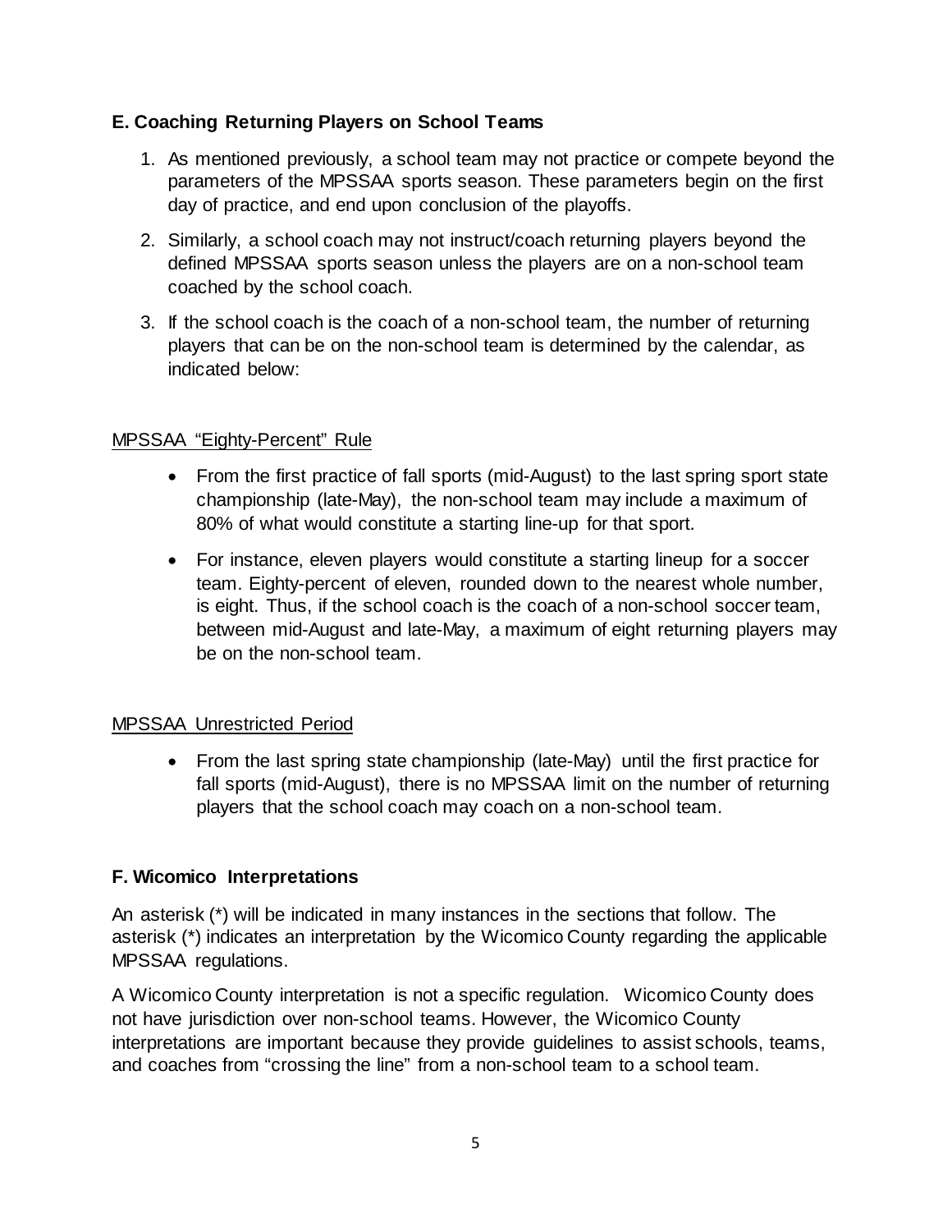### E. Coaching Returning Players on School Teams

1. As mentioned previously, a school team may not practice or compete beyond the parameters of the MPSSAA sports season. These parameters begin on the first day of practice, and end upon conclusion of the playoffs.
2. Similarly, a school coach may not instruct/coach returning players beyond the defined MPSSAA sports season unless the players are on a non-school team coached by the school coach.
3. If the school coach is the coach of a non-school team, the number of returning players that can be on the non-school team is determined by the calendar, as indicated below:

<u>MPSSAA "Eighty-Percent" Rule</u>

- From the first practice of fall sports (mid-August) to the last spring sport state championship (late-May), the non-school team may include a maximum of 80% of what would constitute a starting line-up for that sport.
- For instance, eleven players would constitute a starting lineup for a soccer team. Eighty-percent of eleven, rounded down to the nearest whole number, is eight. Thus, if the school coach is the coach of a non-school soccer team, between mid-August and late-May, a maximum of eight returning players may be on the non-school team.

<u>MPSSAA Unrestricted Period</u>

- From the last spring state championship (late-May) until the first practice for fall sports (mid-August), there is no MPSSAA limit on the number of returning players that the school coach may coach on a non-school team.

### F. Wicomico Interpretations

An asterisk (*) will be indicated in many instances in the sections that follow. The asterisk (*) indicates an interpretation by the Wicomico County regarding the applicable MPSSAA regulations.

A Wicomico County interpretation is not a specific regulation. Wicomico County does not have jurisdiction over non-school teams. However, the Wicomico County interpretations are important because they provide guidelines to assist schools, teams, and coaches from "crossing the line" from a non-school team to a school team.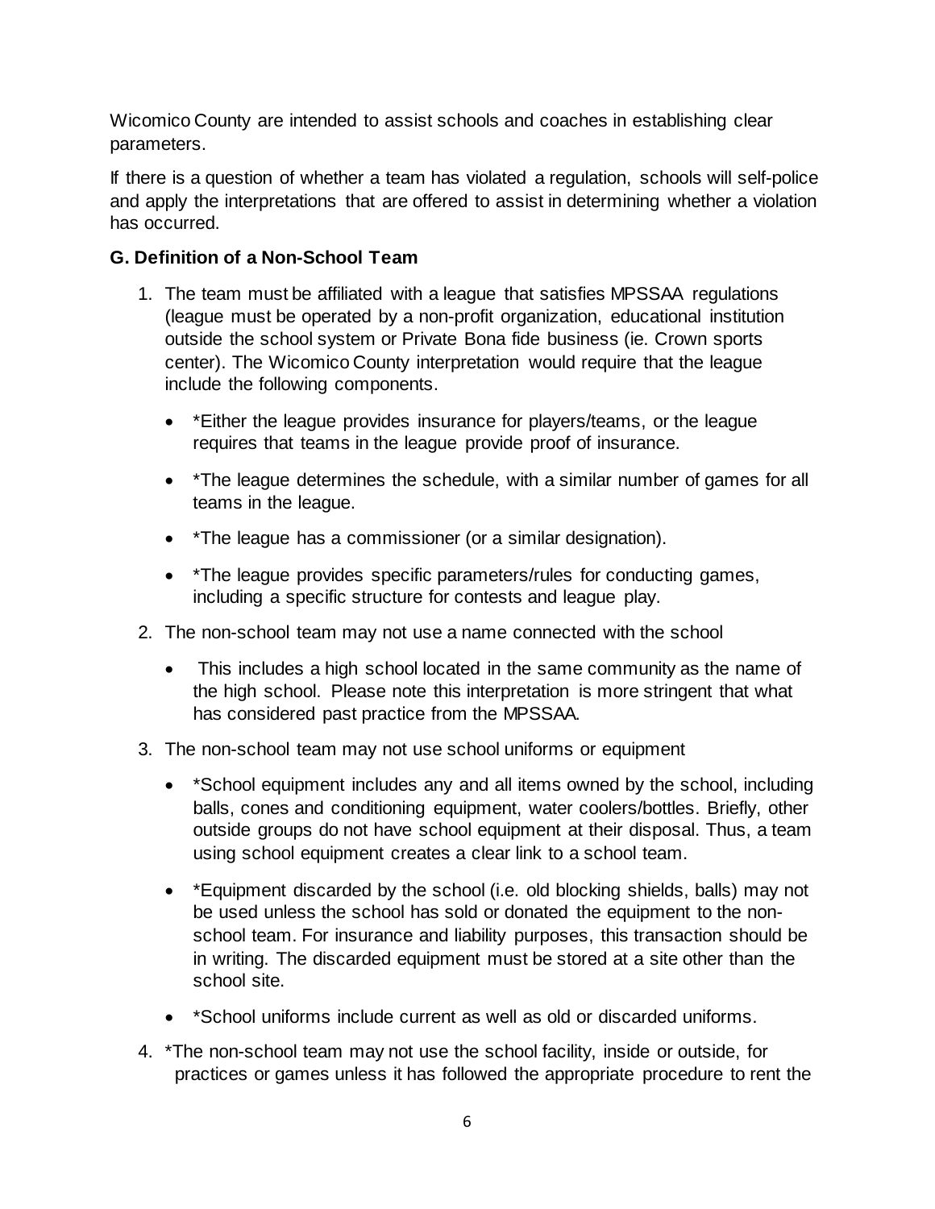Wicomico County are intended to assist schools and coaches in establishing clear parameters.

If there is a question of whether a team has violated a regulation, schools will self-police and apply the interpretations that are offered to assist in determining whether a violation has occurred.

### G. Definition of a Non-School Team

1. The team must be affiliated with a league that satisfies MPSSAA regulations (league must be operated by a non-profit organization, educational institution outside the school system or Private Bona fide business (ie. Crown sports center). The Wicomico County interpretation would require that the league include the following components.
   - *Either the league provides insurance for players/teams, or the league requires that teams in the league provide proof of insurance.
   - *The league determines the schedule, with a similar number of games for all teams in the league.
   - *The league has a commissioner (or a similar designation).
   - *The league provides specific parameters/rules for conducting games, including a specific structure for contests and league play.
2. The non-school team may not use a name connected with the school
   - This includes a high school located in the same community as the name of the high school. Please note this interpretation is more stringent that what has considered past practice from the MPSSAA.
3. The non-school team may not use school uniforms or equipment
   - *School equipment includes any and all items owned by the school, including balls, cones and conditioning equipment, water coolers/bottles. Briefly, other outside groups do not have school equipment at their disposal. Thus, a team using school equipment creates a clear link to a school team.
   - *Equipment discarded by the school (i.e. old blocking shields, balls) may not be used unless the school has sold or donated the equipment to the non-school team. For insurance and liability purposes, this transaction should be in writing. The discarded equipment must be stored at a site other than the school site.
   - *School uniforms include current as well as old or discarded uniforms.
4. *The non-school team may not use the school facility, inside or outside, for practices or games unless it has followed the appropriate procedure to rent the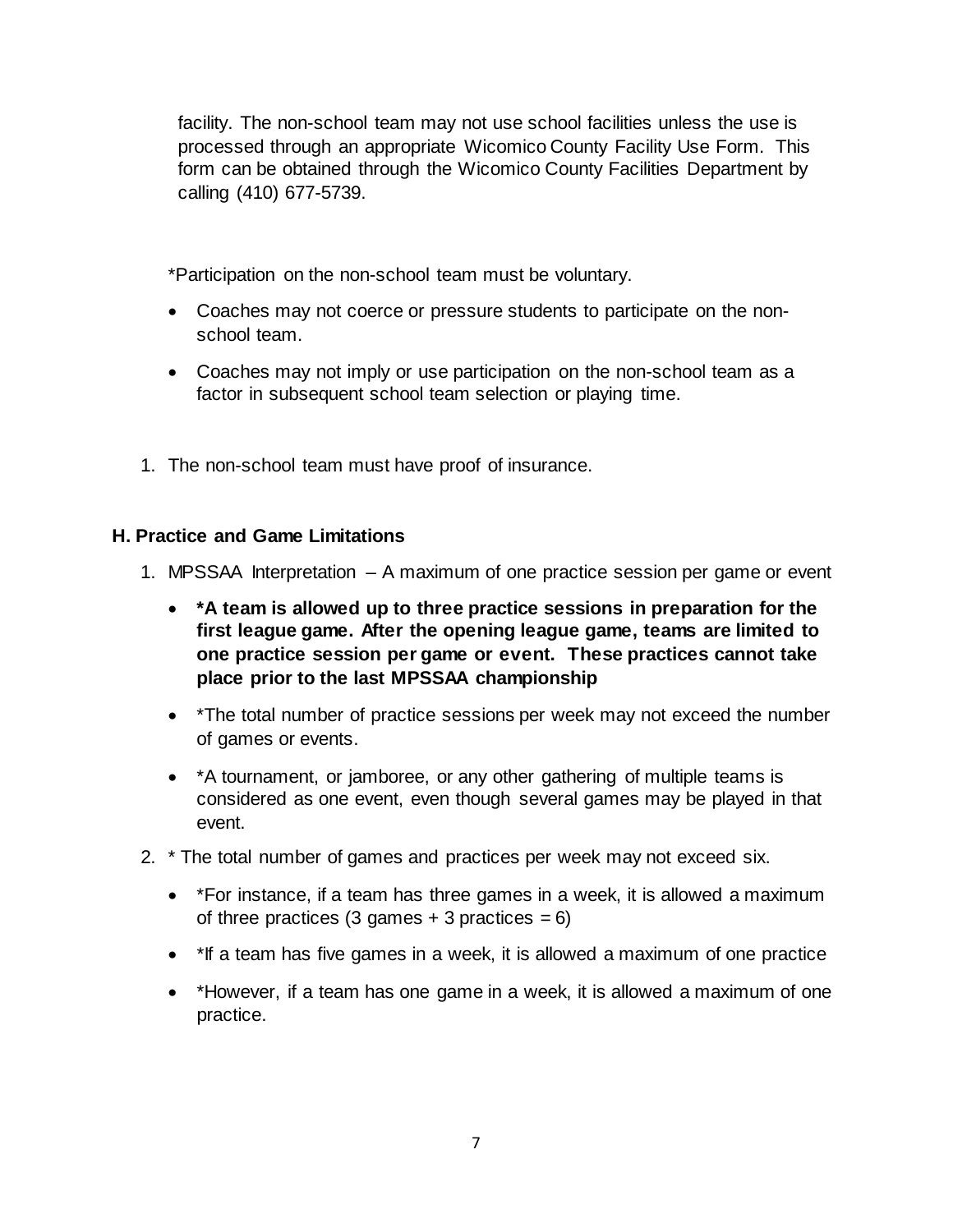facility. The non-school team may not use school facilities unless the use is processed through an appropriate Wicomico County Facility Use Form. This form can be obtained through the Wicomico County Facilities Department by calling (410) 677-5739.

*Participation on the non-school team must be voluntary.

- Coaches may not coerce or pressure students to participate on the non-school team.
- Coaches may not imply or use participation on the non-school team as a factor in subsequent school team selection or playing time.

1. The non-school team must have proof of insurance.

### H. Practice and Game Limitations

1. MPSSAA Interpretation – A maximum of one practice session per game or event
   - ***A team is allowed up to three practice sessions in preparation for the first league game. After the opening league game, teams are limited to one practice session per game or event. These practices cannot take place prior to the last MPSSAA championship**
   - *The total number of practice sessions per week may not exceed the number of games or events.
   - *A tournament, or jamboree, or any other gathering of multiple teams is considered as one event, even though several games may be played in that event.
2. * The total number of games and practices per week may not exceed six.
   - *For instance, if a team has three games in a week, it is allowed a maximum of three practices (3 games + 3 practices = 6)
   - *If a team has five games in a week, it is allowed a maximum of one practice
   - *However, if a team has one game in a week, it is allowed a maximum of one practice.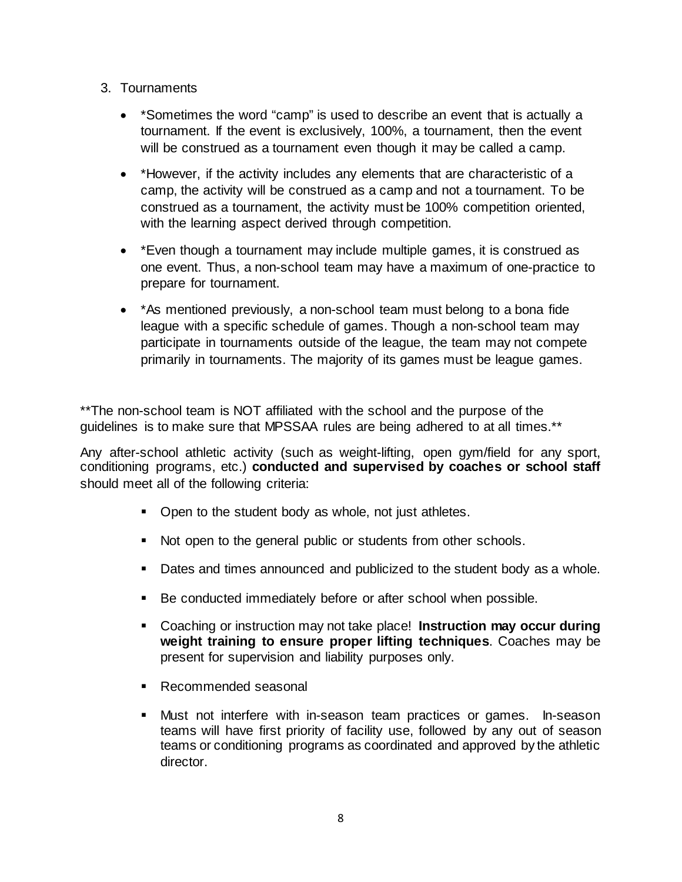3. Tournaments

    - *Sometimes the word "camp" is used to describe an event that is actually a tournament. If the event is exclusively, 100%, a tournament, then the event will be construed as a tournament even though it may be called a camp.

    - *However, if the activity includes any elements that are characteristic of a camp, the activity will be construed as a camp and not a tournament. To be construed as a tournament, the activity must be 100% competition oriented, with the learning aspect derived through competition.

    - *Even though a tournament may include multiple games, it is construed as one event. Thus, a non-school team may have a maximum of one-practice to prepare for tournament.

    - *As mentioned previously, a non-school team must belong to a bona fide league with a specific schedule of games. Though a non-school team may participate in tournaments outside of the league, the team may not compete primarily in tournaments. The majority of its games must be league games.

**The non-school team is NOT affiliated with the school and the purpose of the guidelines is to make sure that MPSSAA rules are being adhered to at all times.**

Any after-school athletic activity (such as weight-lifting, open gym/field for any sport, conditioning programs, etc.) **conducted and supervised by coaches or school staff** should meet all of the following criteria:

- Open to the student body as whole, not just athletes.
- Not open to the general public or students from other schools.
- Dates and times announced and publicized to the student body as a whole.
- Be conducted immediately before or after school when possible.
- Coaching or instruction may not take place! **Instruction may occur during weight training to ensure proper lifting techniques**. Coaches may be present for supervision and liability purposes only.
- Recommended seasonal
- Must not interfere with in-season team practices or games. In-season teams will have first priority of facility use, followed by any out of season teams or conditioning programs as coordinated and approved by the athletic director.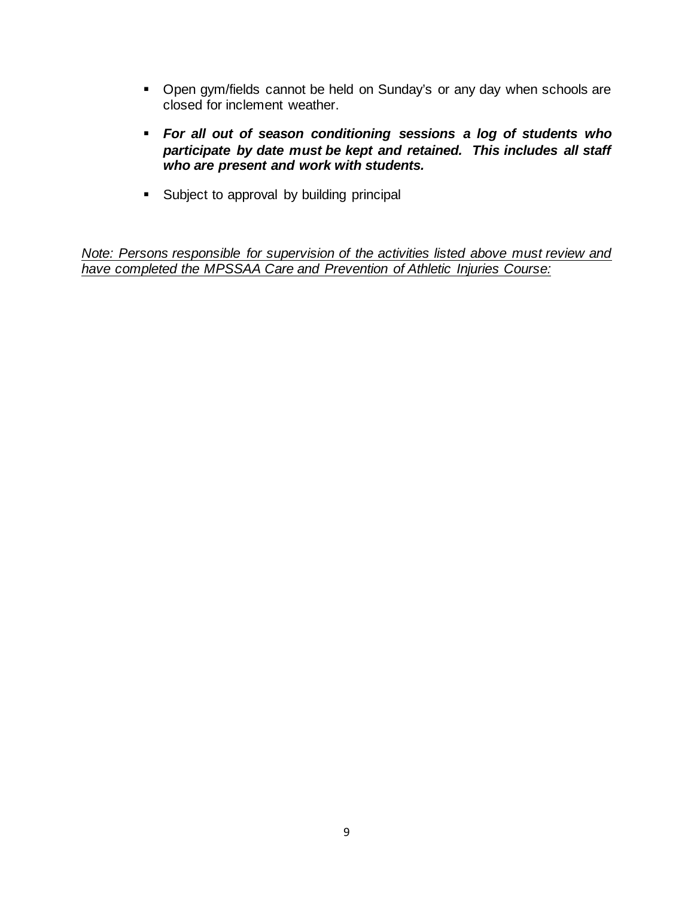- Open gym/fields cannot be held on Sunday's or any day when schools are closed for inclement weather.
- ***For all out of season conditioning sessions a log of students who participate by date must be kept and retained. This includes all staff who are present and work with students.***
- Subject to approval by building principal

<u>*Note: Persons responsible for supervision of the activities listed above must review and have completed the MPSSAA Care and Prevention of Athletic Injuries Course:*</u>